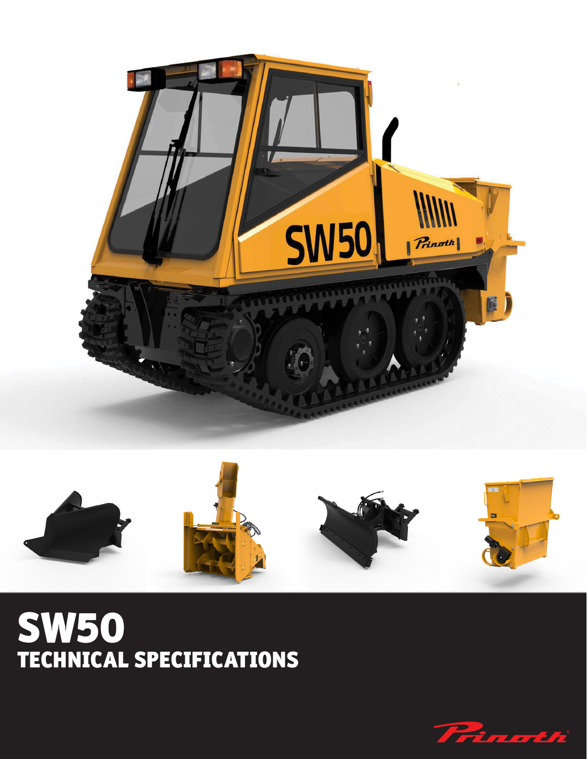# SW50

## TECHNICAL SPECIFICATIONS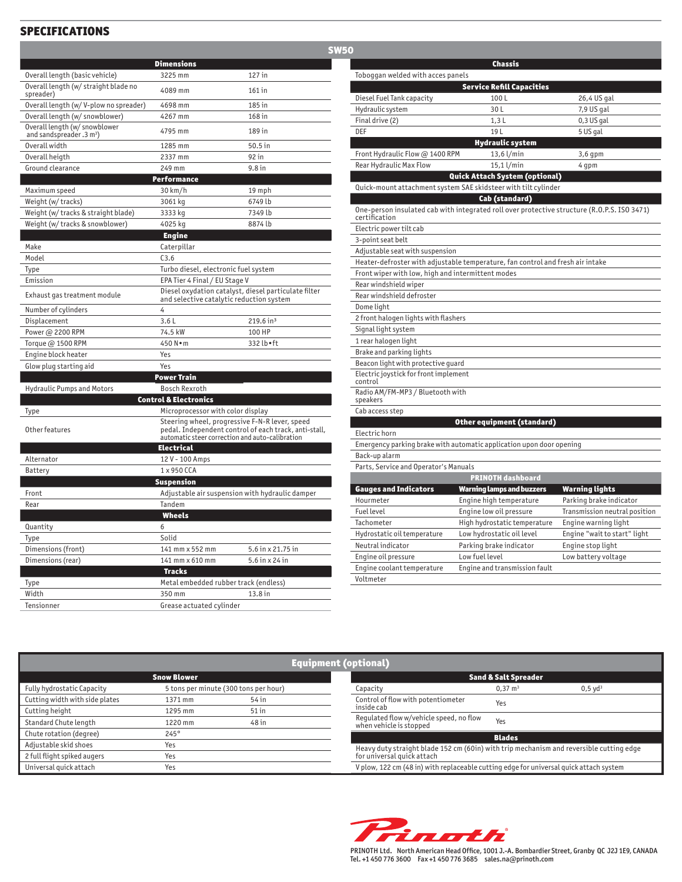# SPECIFICATIONS

## SW50

| Dimensions | | |
|---|---|---|
| Overall length (basic vehicle) | 3225 mm | 127 in |
| Overall length (w/ straight blade no spreader) | 4089 mm | 161 in |
| Overall length (w/ V-plow no spreader) | 4698 mm | 185 in |
| Overall length (w/ snowblower) | 4267 mm | 168 in |
| Overall length (w/ snowblower and sandspreader .3 m³) | 4795 mm | 189 in |
| Overall width | 1285 mm | 50.5 in |
| Overall heigth | 2337 mm | 92 in |
| Ground clearance | 249 mm | 9.8 in |
| **Performance** | | |
| Maximum speed | 30 km/h | 19 mph |
| Weight (w/ tracks) | 3061 kg | 6749 lb |
| Weight (w/ tracks & straight blade) | 3333 kg | 7349 lb |
| Weight (w/ tracks & snowblower) | 4025 kg | 8874 lb |
| **Engine** | | |
| Make | Caterpillar | |
| Model | C3.6 | |
| Type | Turbo diesel, electronic fuel system | |
| Emission | EPA Tier 4 Final / EU Stage V | |
| Exhaust gas treatment module | Diesel oxydation catalyst, diesel particulate filter and selective catalytic reduction system | |
| Number of cylinders | 4 | |
| Displacement | 3.6 L | 219.6 in³ |
| Power @ 2200 RPM | 74.5 kW | 100 HP |
| Torque @ 1500 RPM | 450 N•m | 332 lb•ft |
| Engine block heater | Yes | |
| Glow plug starting aid | Yes | |
| **Power Train** | | |
| Hydraulic Pumps and Motors | Bosch Rexroth | |
| **Control & Electronics** | | |
| Type | Microprocessor with color display | |
| Other features | Steering wheel, progressive F-N-R lever, speed pedal. Independent control of each track, anti-stall, automatic steer correction and auto-calibration | |
| **Electrical** | | |
| Alternator | 12 V - 100 Amps | |
| Battery | 1 x 950 CCA | |
| **Suspension** | | |
| Front | Adjustable air suspension with hydraulic damper | |
| Rear | Tandem | |
| **Wheels** | | |
| Quantity | 6 | |
| Type | Solid | |
| Dimensions (front) | 141 mm x 552 mm | 5.6 in x 21.75 in |
| Dimensions (rear) | 141 mm x 610 mm | 5.6 in x 24 in |
| **Tracks** | | |
| Type | Metal embedded rubber track (endless) | |
| Width | 350 mm | 13.8 in |
| Tensionner | Grease actuated cylinder | |

| Chassis | | |
|---|---|---|
| Toboggan welded with acces panels | | |
| **Service Refill Capacities** | | |
| Diesel Fuel Tank capacity | 100 L | 26,4 US gal |
| Hydraulic system | 30 L | 7,9 US gal |
| Final drive (2) | 1,3 L | 0,3 US gal |
| DEF | 19 L | 5 US gal |
| **Hydraulic system** | | |
| Front Hydraulic Flow @ 1400 RPM | 13,6 l/min | 3,6 gpm |
| Rear Hydraulic Max Flow | 15,1 l/min | 4 gpm |
| **Quick Attach System (optional)** | | |
| Quick-mount attachment system SAE skidsteer with tilt cylinder | | |
| **Cab (standard)** | | |
| One-person insulated cab with integrated roll over protective structure (R.O.P.S. ISO 3471) certification | | |
| Electric power tilt cab | | |
| 3-point seat belt | | |
| Adjustable seat with suspension | | |
| Heater-defroster with adjustable temperature, fan control and fresh air intake | | |
| Front wiper with low, high and intermittent modes | | |
| Rear windshield wiper | | |
| Rear windshield defroster | | |
| Dome light | | |
| 2 front halogen lights with flashers | | |
| Signal light system | | |
| 1 rear halogen light | | |
| Brake and parking lights | | |
| Beacon light with protective guard | | |
| Electric joystick for front implement control | | |
| Radio AM/FM-MP3 / Bluetooth with speakers | | |
| Cab access step | | |
| **Other equipment (standard)** | | |
| Electric horn | | |
| Emergency parking brake with automatic application upon door opening | | |
| Back-up alarm | | |
| Parts, Service and Operator's Manuals | | |

**PRINOTH dashboard**

| Gauges and Indicators | Warning lamps and buzzers | Warning lights |
|---|---|---|
| Hourmeter | Engine high temperature | Parking brake indicator |
| Fuel level | Engine low oil pressure | Transmission neutral position |
| Tachometer | High hydrostatic temperature | Engine warning light |
| Hydrostatic oil temperature | Low hydrostatic oil level | Engine "wait to start" light |
| Neutral indicator | Parking brake indicator | Engine stop light |
| Engine oil pressure | Low fuel level | Low battery voltage |
| Engine coolant temperature | Engine and transmission fault | |
| Voltmeter | | |

## Equipment (optional)

| Snow Blower | | |
|---|---|---|
| Fully hydrostatic Capacity | 5 tons per minute (300 tons per hour) | |
| Cutting width with side plates | 1371 mm | 54 in |
| Cutting height | 1295 mm | 51 in |
| Standard Chute length | 1220 mm | 48 in |
| Chute rotation (degree) | 245° | |
| Adjustable skid shoes | Yes | |
| 2 full flight spiked augers | Yes | |
| Universal quick attach | Yes | |

| Sand & Salt Spreader | | |
|---|---|---|
| Capacity | 0,37 m³ | 0,5 yd³ |
| Control of flow with potentiometer inside cab | Yes | |
| Regulated flow w/vehicle speed, no flow when vehicle is stopped | Yes | |
| **Blades** | | |
| Heavy duty straight blade 152 cm (60in) with trip mechanism and reversible cutting edge for universal quick attach | | |
| V plow, 122 cm (48 in) with replaceable cutting edge for universal quick attach system | | |

Prinoth

PRINOTH Ltd. North American Head Office, 1001 J.-A. Bombardier Street, Granby QC J2J 1E9, CANADA
Tel. +1 450 776 3600 Fax +1 450 776 3685 sales.na@prinoth.com